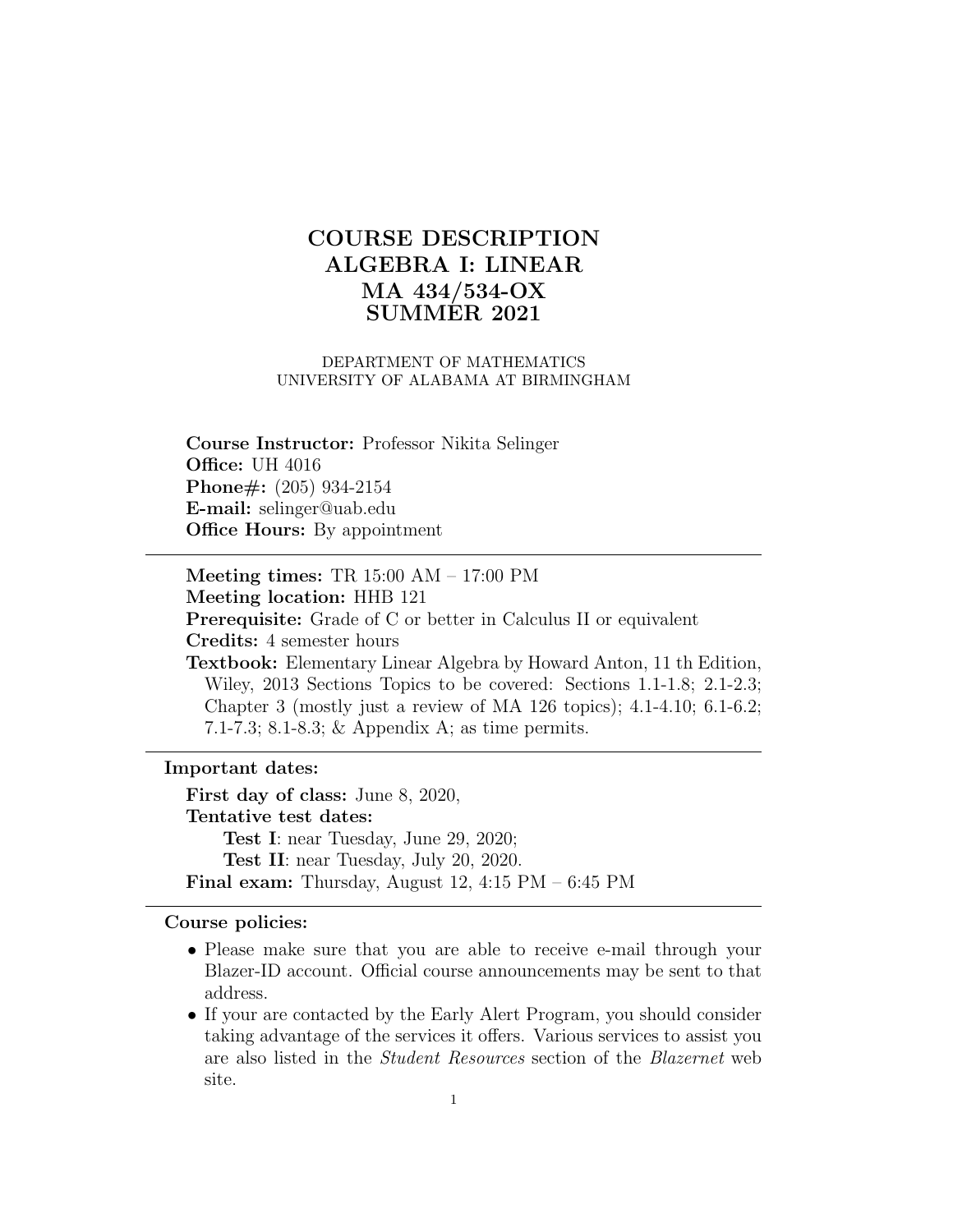# COURSE DESCRIPTION
# ALGEBRA I: LINEAR
# MA 434/534-OX
# SUMMER 2021

DEPARTMENT OF MATHEMATICS
UNIVERSITY OF ALABAMA AT BIRMINGHAM

**Course Instructor:** Professor Nikita Selinger
**Office:** UH 4016
**Phone#:** (205) 934-2154
**E-mail:** selinger@uab.edu
**Office Hours:** By appointment

---

**Meeting times:** TR 15:00 AM – 17:00 PM
**Meeting location:** HHB 121
**Prerequisite:** Grade of C or better in Calculus II or equivalent
**Credits:** 4 semester hours
**Textbook:** Elementary Linear Algebra by Howard Anton, 11 th Edition, Wiley, 2013 Sections Topics to be covered: Sections 1.1-1.8; 2.1-2.3; Chapter 3 (mostly just a review of MA 126 topics); 4.1-4.10; 6.1-6.2; 7.1-7.3; 8.1-8.3; & Appendix A; as time permits.

---

**Important dates:**

**First day of class:** June 8, 2020,
**Tentative test dates:**
  **Test I**: near Tuesday, June 29, 2020;
  **Test II**: near Tuesday, July 20, 2020.
**Final exam:** Thursday, August 12, 4:15 PM – 6:45 PM

---

**Course policies:**

- Please make sure that you are able to receive e-mail through your Blazer-ID account. Official course announcements may be sent to that address.
- If your are contacted by the Early Alert Program, you should consider taking advantage of the services it offers. Various services to assist you are also listed in the *Student Resources* section of the *Blazernet* web site.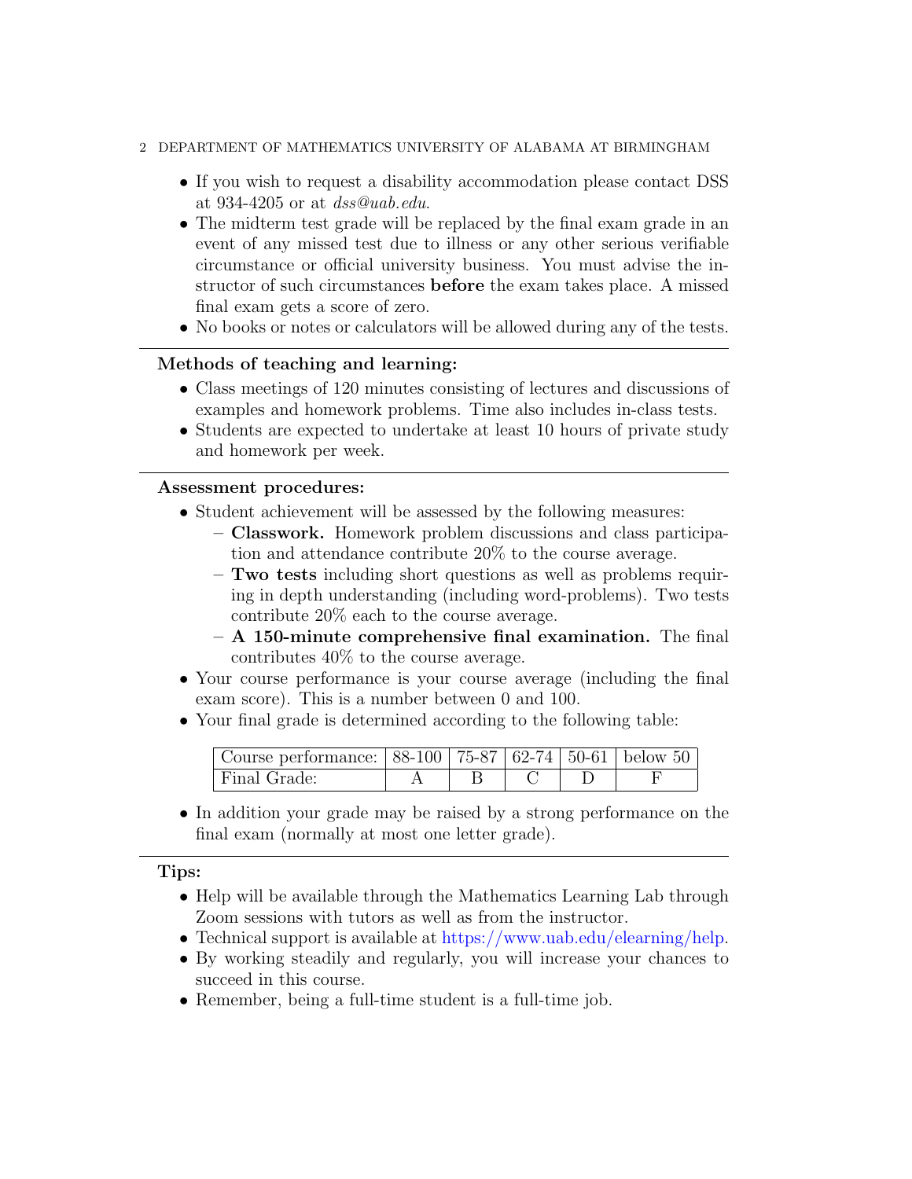- If you wish to request a disability accommodation please contact DSS at 934-4205 or at *dss@uab.edu*.
- The midterm test grade will be replaced by the final exam grade in an event of any missed test due to illness or any other serious verifiable circumstance or official university business. You must advise the instructor of such circumstances **before** the exam takes place. A missed final exam gets a score of zero.
- No books or notes or calculators will be allowed during any of the tests.

---

**Methods of teaching and learning:**

- Class meetings of 120 minutes consisting of lectures and discussions of examples and homework problems. Time also includes in-class tests.
- Students are expected to undertake at least 10 hours of private study and homework per week.

---

**Assessment procedures:**

- Student achievement will be assessed by the following measures:
  - **Classwork.** Homework problem discussions and class participation and attendance contribute 20% to the course average.
  - **Two tests** including short questions as well as problems requiring in depth understanding (including word-problems). Two tests contribute 20% each to the course average.
  - **A 150-minute comprehensive final examination.** The final contributes 40% to the course average.
- Your course performance is your course average (including the final exam score). This is a number between 0 and 100.
- Your final grade is determined according to the following table:

| Course performance: | 88-100 | 75-87 | 62-74 | 50-61 | below 50 |
|---|---|---|---|---|---|
| Final Grade: | A | B | C | D | F |

- In addition your grade may be raised by a strong performance on the final exam (normally at most one letter grade).

---

**Tips:**

- Help will be available through the Mathematics Learning Lab through Zoom sessions with tutors as well as from the instructor.
- Technical support is available at https://www.uab.edu/elearning/help.
- By working steadily and regularly, you will increase your chances to succeed in this course.
- Remember, being a full-time student is a full-time job.